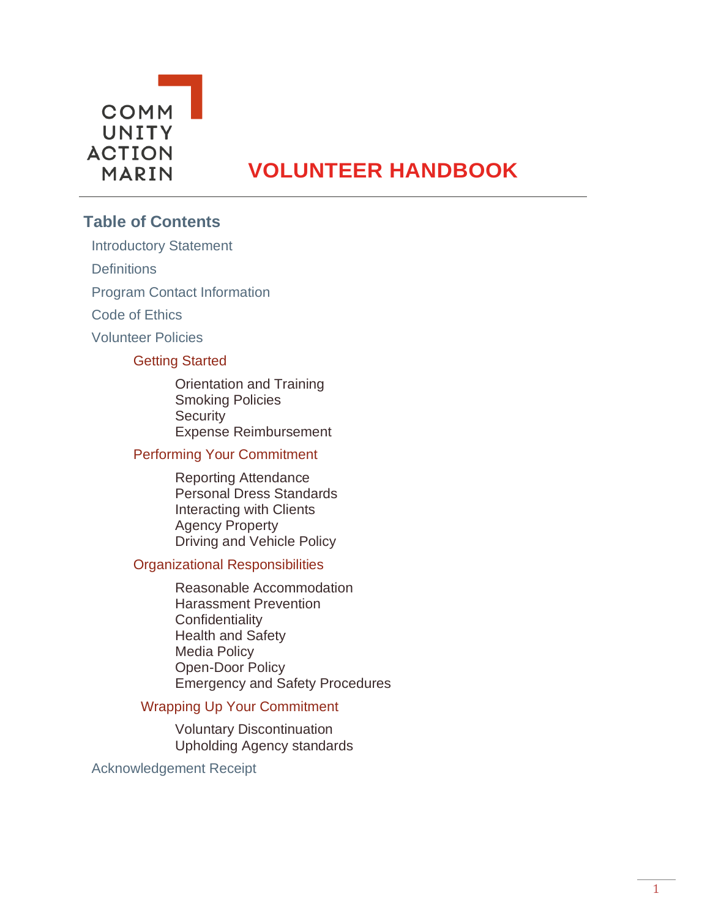COMM
UNITY
ACTION
MARIN

# VOLUNTEER HANDBOOK

## Table of Contents

- Introductory Statement
- Definitions
- Program Contact Information
- Code of Ethics
- Volunteer Policies
  - Getting Started
    - Orientation and Training
    - Smoking Policies
    - Security
    - Expense Reimbursement
  - Performing Your Commitment
    - Reporting Attendance
    - Personal Dress Standards
    - Interacting with Clients
    - Agency Property
    - Driving and Vehicle Policy
  - Organizational Responsibilities
    - Reasonable Accommodation
    - Harassment Prevention
    - Confidentiality
    - Health and Safety
    - Media Policy
    - Open-Door Policy
    - Emergency and Safety Procedures
  - Wrapping Up Your Commitment
    - Voluntary Discontinuation
    - Upholding Agency standards
- Acknowledgement Receipt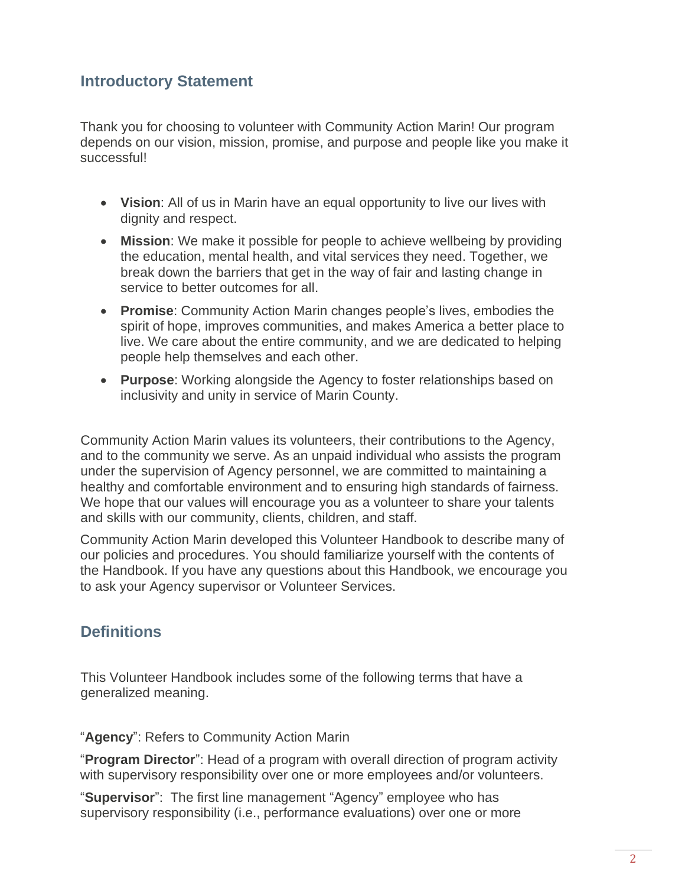## Introductory Statement

Thank you for choosing to volunteer with Community Action Marin! Our program depends on our vision, mission, promise, and purpose and people like you make it successful!

- **Vision**: All of us in Marin have an equal opportunity to live our lives with dignity and respect.
- **Mission**: We make it possible for people to achieve wellbeing by providing the education, mental health, and vital services they need. Together, we break down the barriers that get in the way of fair and lasting change in service to better outcomes for all.
- **Promise**: Community Action Marin changes people's lives, embodies the spirit of hope, improves communities, and makes America a better place to live. We care about the entire community, and we are dedicated to helping people help themselves and each other.
- **Purpose**: Working alongside the Agency to foster relationships based on inclusivity and unity in service of Marin County.

Community Action Marin values its volunteers, their contributions to the Agency, and to the community we serve. As an unpaid individual who assists the program under the supervision of Agency personnel, we are committed to maintaining a healthy and comfortable environment and to ensuring high standards of fairness. We hope that our values will encourage you as a volunteer to share your talents and skills with our community, clients, children, and staff.

Community Action Marin developed this Volunteer Handbook to describe many of our policies and procedures. You should familiarize yourself with the contents of the Handbook. If you have any questions about this Handbook, we encourage you to ask your Agency supervisor or Volunteer Services.

## Definitions

This Volunteer Handbook includes some of the following terms that have a generalized meaning.

"**Agency**": Refers to Community Action Marin

"**Program Director**": Head of a program with overall direction of program activity with supervisory responsibility over one or more employees and/or volunteers.

"**Supervisor**": The first line management "Agency" employee who has supervisory responsibility (i.e., performance evaluations) over one or more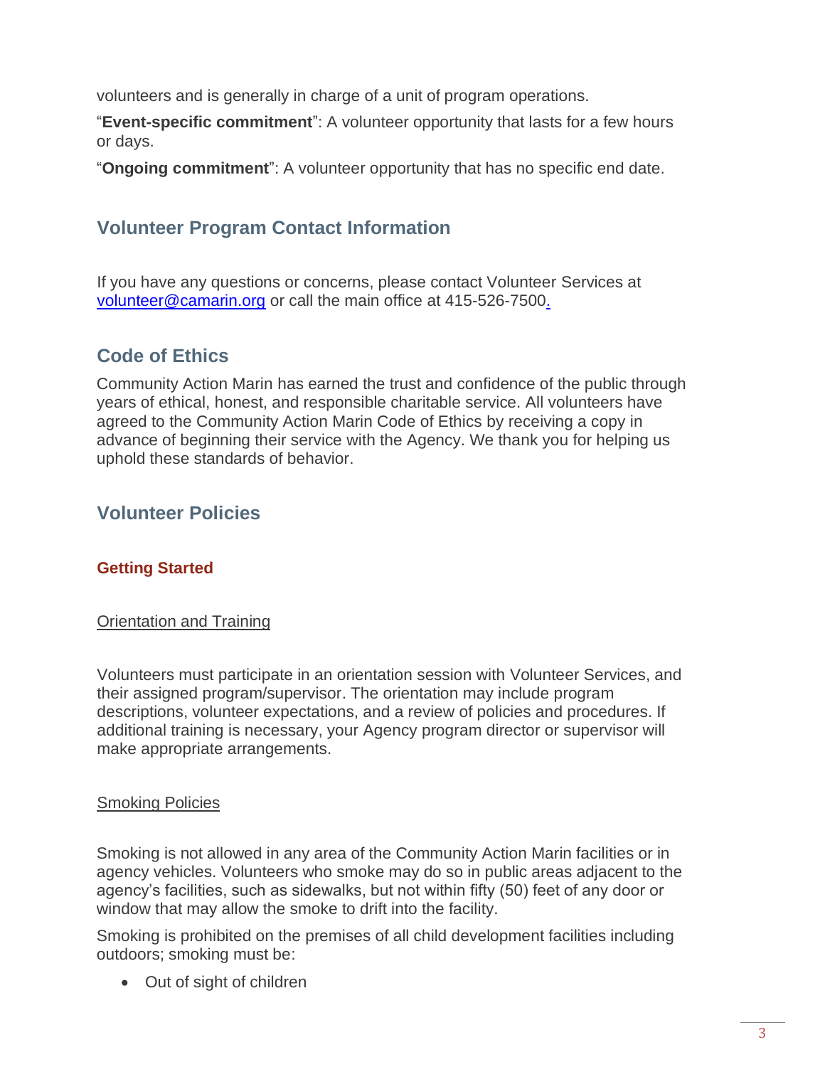volunteers and is generally in charge of a unit of program operations.

"**Event-specific commitment**": A volunteer opportunity that lasts for a few hours or days.

"**Ongoing commitment**": A volunteer opportunity that has no specific end date.

## Volunteer Program Contact Information

If you have any questions or concerns, please contact Volunteer Services at volunteer@camarin.org or call the main office at 415-526-7500.

## Code of Ethics

Community Action Marin has earned the trust and confidence of the public through years of ethical, honest, and responsible charitable service. All volunteers have agreed to the Community Action Marin Code of Ethics by receiving a copy in advance of beginning their service with the Agency. We thank you for helping us uphold these standards of behavior.

## Volunteer Policies

### Getting Started

#### Orientation and Training

Volunteers must participate in an orientation session with Volunteer Services, and their assigned program/supervisor. The orientation may include program descriptions, volunteer expectations, and a review of policies and procedures. If additional training is necessary, your Agency program director or supervisor will make appropriate arrangements.

#### Smoking Policies

Smoking is not allowed in any area of the Community Action Marin facilities or in agency vehicles. Volunteers who smoke may do so in public areas adjacent to the agency's facilities, such as sidewalks, but not within fifty (50) feet of any door or window that may allow the smoke to drift into the facility.

Smoking is prohibited on the premises of all child development facilities including outdoors; smoking must be:

- Out of sight of children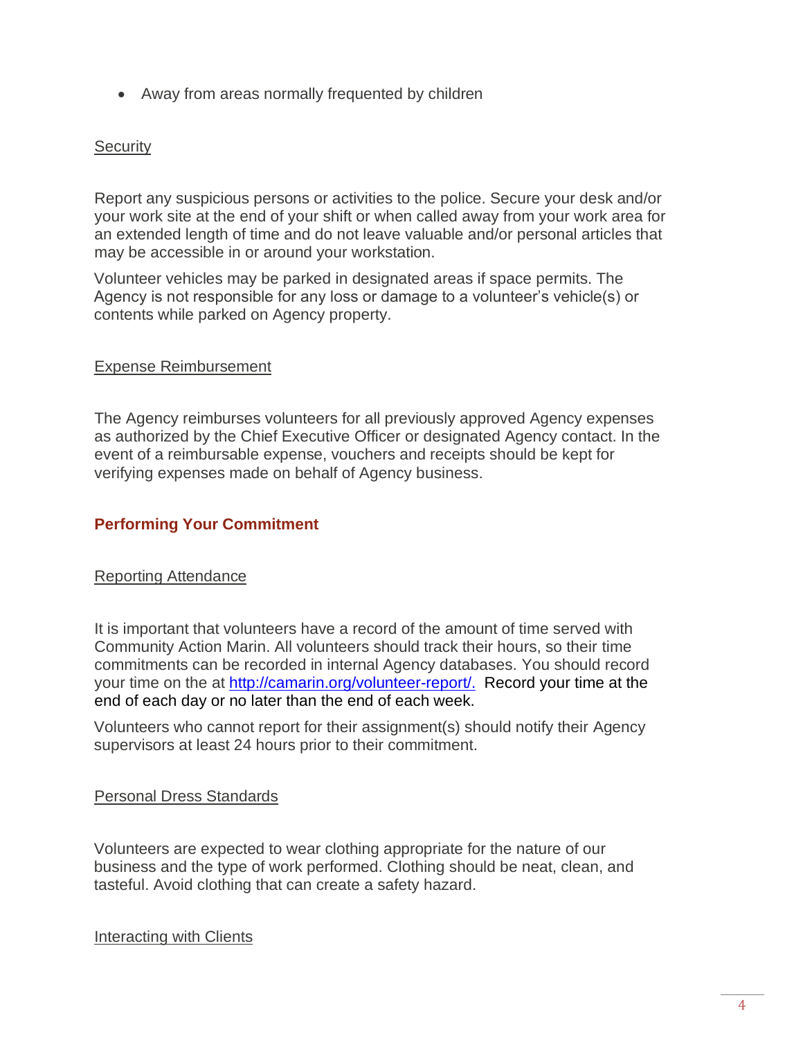- Away from areas normally frequented by children

Security

Report any suspicious persons or activities to the police. Secure your desk and/or your work site at the end of your shift or when called away from your work area for an extended length of time and do not leave valuable and/or personal articles that may be accessible in or around your workstation.

Volunteer vehicles may be parked in designated areas if space permits. The Agency is not responsible for any loss or damage to a volunteer's vehicle(s) or contents while parked on Agency property.

Expense Reimbursement

The Agency reimburses volunteers for all previously approved Agency expenses as authorized by the Chief Executive Officer or designated Agency contact. In the event of a reimbursable expense, vouchers and receipts should be kept for verifying expenses made on behalf of Agency business.

## Performing Your Commitment

Reporting Attendance

It is important that volunteers have a record of the amount of time served with Community Action Marin. All volunteers should track their hours, so their time commitments can be recorded in internal Agency databases. You should record your time on the at [http://camarin.org/volunteer-report/.](http://camarin.org/volunteer-report/) Record your time at the end of each day or no later than the end of each week.

Volunteers who cannot report for their assignment(s) should notify their Agency supervisors at least 24 hours prior to their commitment.

Personal Dress Standards

Volunteers are expected to wear clothing appropriate for the nature of our business and the type of work performed. Clothing should be neat, clean, and tasteful. Avoid clothing that can create a safety hazard.

Interacting with Clients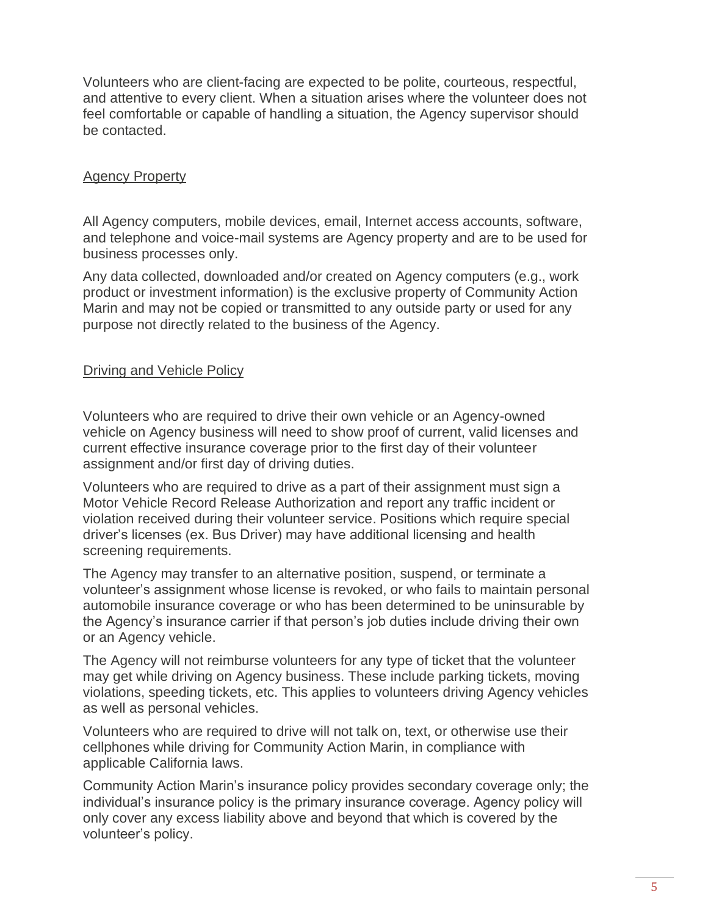Volunteers who are client-facing are expected to be polite, courteous, respectful, and attentive to every client. When a situation arises where the volunteer does not feel comfortable or capable of handling a situation, the Agency supervisor should be contacted.

## Agency Property

All Agency computers, mobile devices, email, Internet access accounts, software, and telephone and voice-mail systems are Agency property and are to be used for business processes only.

Any data collected, downloaded and/or created on Agency computers (e.g., work product or investment information) is the exclusive property of Community Action Marin and may not be copied or transmitted to any outside party or used for any purpose not directly related to the business of the Agency.

## Driving and Vehicle Policy

Volunteers who are required to drive their own vehicle or an Agency-owned vehicle on Agency business will need to show proof of current, valid licenses and current effective insurance coverage prior to the first day of their volunteer assignment and/or first day of driving duties.

Volunteers who are required to drive as a part of their assignment must sign a Motor Vehicle Record Release Authorization and report any traffic incident or violation received during their volunteer service. Positions which require special driver's licenses (ex. Bus Driver) may have additional licensing and health screening requirements.

The Agency may transfer to an alternative position, suspend, or terminate a volunteer's assignment whose license is revoked, or who fails to maintain personal automobile insurance coverage or who has been determined to be uninsurable by the Agency's insurance carrier if that person's job duties include driving their own or an Agency vehicle.

The Agency will not reimburse volunteers for any type of ticket that the volunteer may get while driving on Agency business. These include parking tickets, moving violations, speeding tickets, etc. This applies to volunteers driving Agency vehicles as well as personal vehicles.

Volunteers who are required to drive will not talk on, text, or otherwise use their cellphones while driving for Community Action Marin, in compliance with applicable California laws.

Community Action Marin's insurance policy provides secondary coverage only; the individual's insurance policy is the primary insurance coverage. Agency policy will only cover any excess liability above and beyond that which is covered by the volunteer's policy.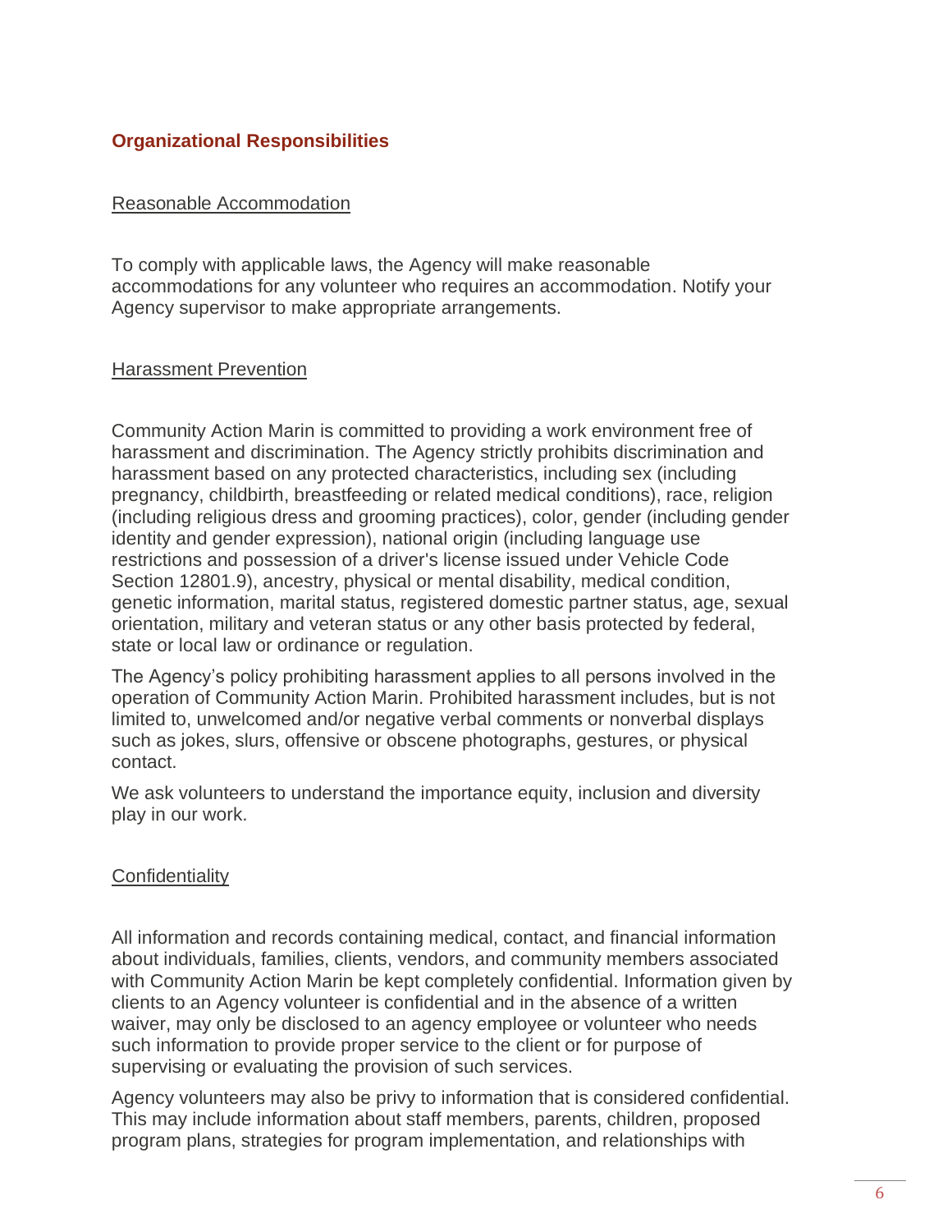## Organizational Responsibilities

### Reasonable Accommodation

To comply with applicable laws, the Agency will make reasonable accommodations for any volunteer who requires an accommodation. Notify your Agency supervisor to make appropriate arrangements.

### Harassment Prevention

Community Action Marin is committed to providing a work environment free of harassment and discrimination. The Agency strictly prohibits discrimination and harassment based on any protected characteristics, including sex (including pregnancy, childbirth, breastfeeding or related medical conditions), race, religion (including religious dress and grooming practices), color, gender (including gender identity and gender expression), national origin (including language use restrictions and possession of a driver's license issued under Vehicle Code Section 12801.9), ancestry, physical or mental disability, medical condition, genetic information, marital status, registered domestic partner status, age, sexual orientation, military and veteran status or any other basis protected by federal, state or local law or ordinance or regulation.

The Agency's policy prohibiting harassment applies to all persons involved in the operation of Community Action Marin. Prohibited harassment includes, but is not limited to, unwelcomed and/or negative verbal comments or nonverbal displays such as jokes, slurs, offensive or obscene photographs, gestures, or physical contact.

We ask volunteers to understand the importance equity, inclusion and diversity play in our work.

### Confidentiality

All information and records containing medical, contact, and financial information about individuals, families, clients, vendors, and community members associated with Community Action Marin be kept completely confidential. Information given by clients to an Agency volunteer is confidential and in the absence of a written waiver, may only be disclosed to an agency employee or volunteer who needs such information to provide proper service to the client or for purpose of supervising or evaluating the provision of such services.

Agency volunteers may also be privy to information that is considered confidential. This may include information about staff members, parents, children, proposed program plans, strategies for program implementation, and relationships with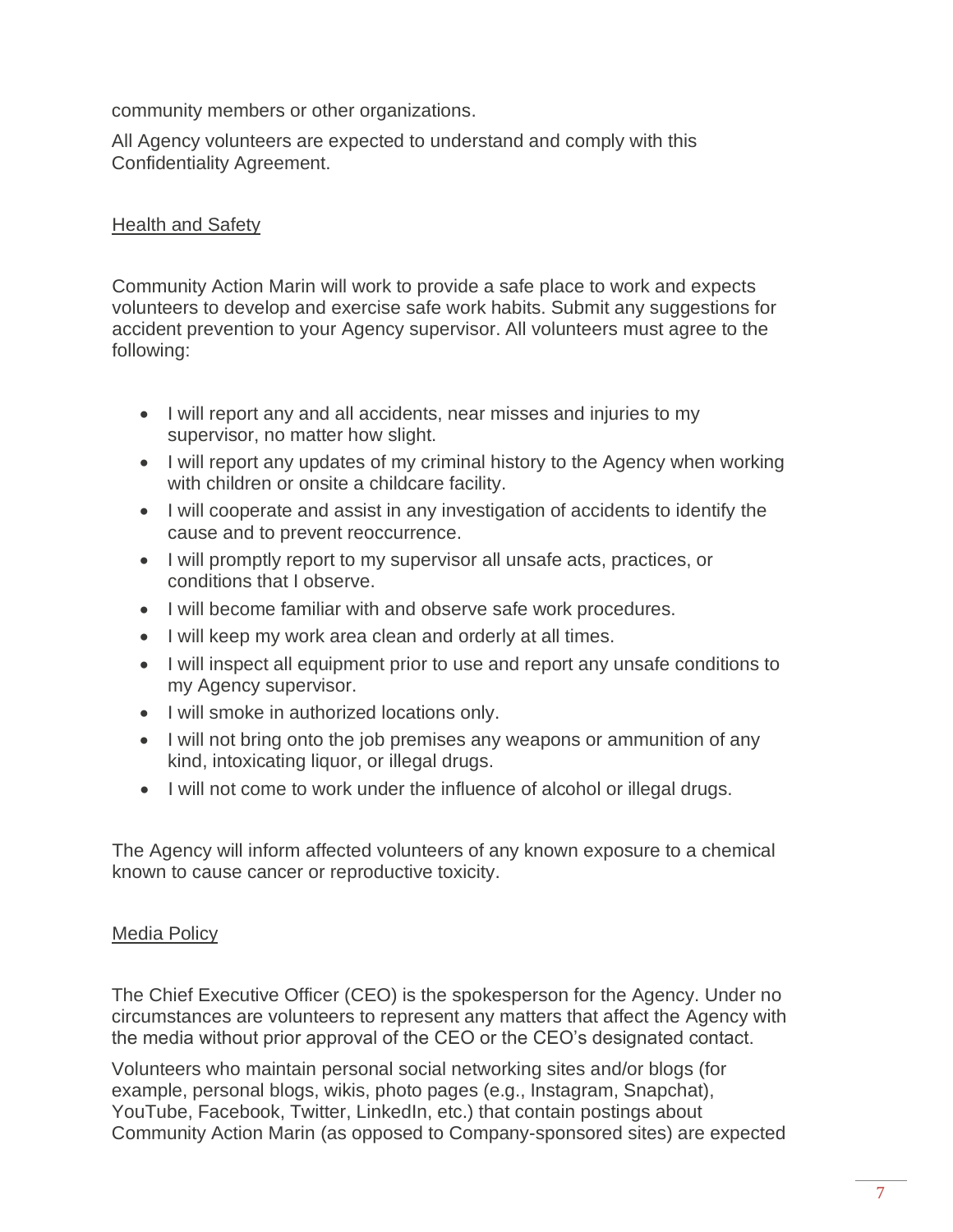community members or other organizations.

All Agency volunteers are expected to understand and comply with this Confidentiality Agreement.

## Health and Safety

Community Action Marin will work to provide a safe place to work and expects volunteers to develop and exercise safe work habits. Submit any suggestions for accident prevention to your Agency supervisor. All volunteers must agree to the following:

- I will report any and all accidents, near misses and injuries to my supervisor, no matter how slight.
- I will report any updates of my criminal history to the Agency when working with children or onsite a childcare facility.
- I will cooperate and assist in any investigation of accidents to identify the cause and to prevent reoccurrence.
- I will promptly report to my supervisor all unsafe acts, practices, or conditions that I observe.
- I will become familiar with and observe safe work procedures.
- I will keep my work area clean and orderly at all times.
- I will inspect all equipment prior to use and report any unsafe conditions to my Agency supervisor.
- I will smoke in authorized locations only.
- I will not bring onto the job premises any weapons or ammunition of any kind, intoxicating liquor, or illegal drugs.
- I will not come to work under the influence of alcohol or illegal drugs.

The Agency will inform affected volunteers of any known exposure to a chemical known to cause cancer or reproductive toxicity.

## Media Policy

The Chief Executive Officer (CEO) is the spokesperson for the Agency. Under no circumstances are volunteers to represent any matters that affect the Agency with the media without prior approval of the CEO or the CEO's designated contact.

Volunteers who maintain personal social networking sites and/or blogs (for example, personal blogs, wikis, photo pages (e.g., Instagram, Snapchat), YouTube, Facebook, Twitter, LinkedIn, etc.) that contain postings about Community Action Marin (as opposed to Company-sponsored sites) are expected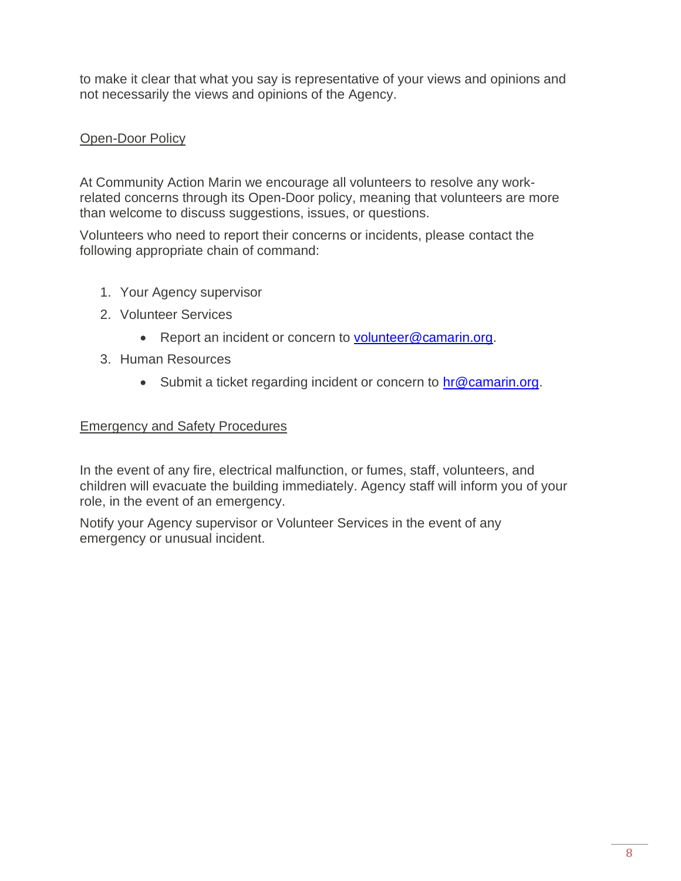to make it clear that what you say is representative of your views and opinions and not necessarily the views and opinions of the Agency.

## Open-Door Policy

At Community Action Marin we encourage all volunteers to resolve any work-related concerns through its Open-Door policy, meaning that volunteers are more than welcome to discuss suggestions, issues, or questions.

Volunteers who need to report their concerns or incidents, please contact the following appropriate chain of command:

1. Your Agency supervisor
2. Volunteer Services
   - Report an incident or concern to volunteer@camarin.org.
3. Human Resources
   - Submit a ticket regarding incident or concern to hr@camarin.org.

## Emergency and Safety Procedures

In the event of any fire, electrical malfunction, or fumes, staff, volunteers, and children will evacuate the building immediately. Agency staff will inform you of your role, in the event of an emergency.

Notify your Agency supervisor or Volunteer Services in the event of any emergency or unusual incident.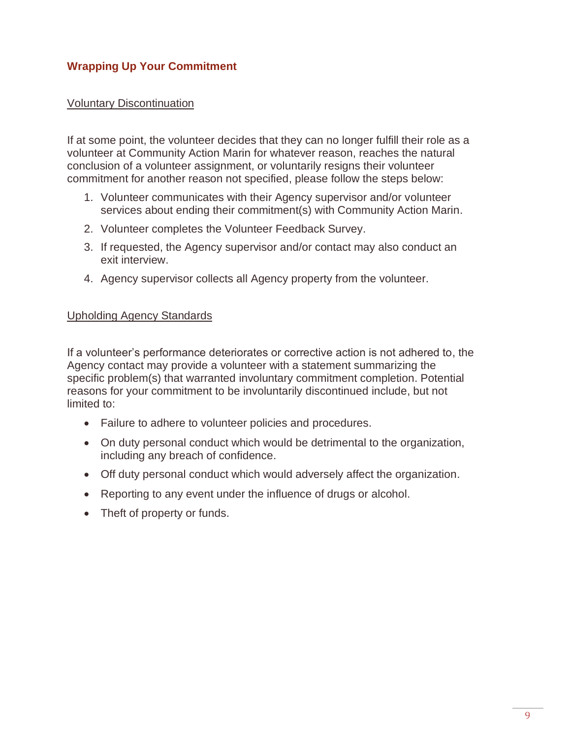## Wrapping Up Your Commitment

### Voluntary Discontinuation

If at some point, the volunteer decides that they can no longer fulfill their role as a volunteer at Community Action Marin for whatever reason, reaches the natural conclusion of a volunteer assignment, or voluntarily resigns their volunteer commitment for another reason not specified, please follow the steps below:

1. Volunteer communicates with their Agency supervisor and/or volunteer services about ending their commitment(s) with Community Action Marin.
2. Volunteer completes the Volunteer Feedback Survey.
3. If requested, the Agency supervisor and/or contact may also conduct an exit interview.
4. Agency supervisor collects all Agency property from the volunteer.

### Upholding Agency Standards

If a volunteer's performance deteriorates or corrective action is not adhered to, the Agency contact may provide a volunteer with a statement summarizing the specific problem(s) that warranted involuntary commitment completion. Potential reasons for your commitment to be involuntarily discontinued include, but not limited to:

- Failure to adhere to volunteer policies and procedures.
- On duty personal conduct which would be detrimental to the organization, including any breach of confidence.
- Off duty personal conduct which would adversely affect the organization.
- Reporting to any event under the influence of drugs or alcohol.
- Theft of property or funds.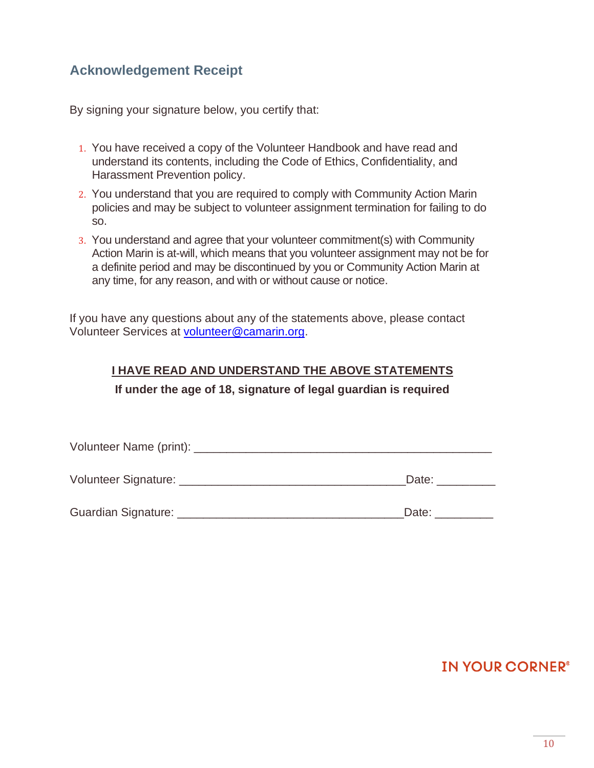## Acknowledgement Receipt

By signing your signature below, you certify that:

1. You have received a copy of the Volunteer Handbook and have read and understand its contents, including the Code of Ethics, Confidentiality, and Harassment Prevention policy.
2. You understand that you are required to comply with Community Action Marin policies and may be subject to volunteer assignment termination for failing to do so.
3. You understand and agree that your volunteer commitment(s) with Community Action Marin is at-will, which means that you volunteer assignment may not be for a definite period and may be discontinued by you or Community Action Marin at any time, for any reason, and with or without cause or notice.

If you have any questions about any of the statements above, please contact Volunteer Services at volunteer@camarin.org.

**I HAVE READ AND UNDERSTAND THE ABOVE STATEMENTS**

**If under the age of 18, signature of legal guardian is required**

Volunteer Name (print): _______________________________________________

Volunteer Signature: ____________________________________Date: _________

Guardian Signature: ____________________________________Date: _________

IN YOUR CORNER®